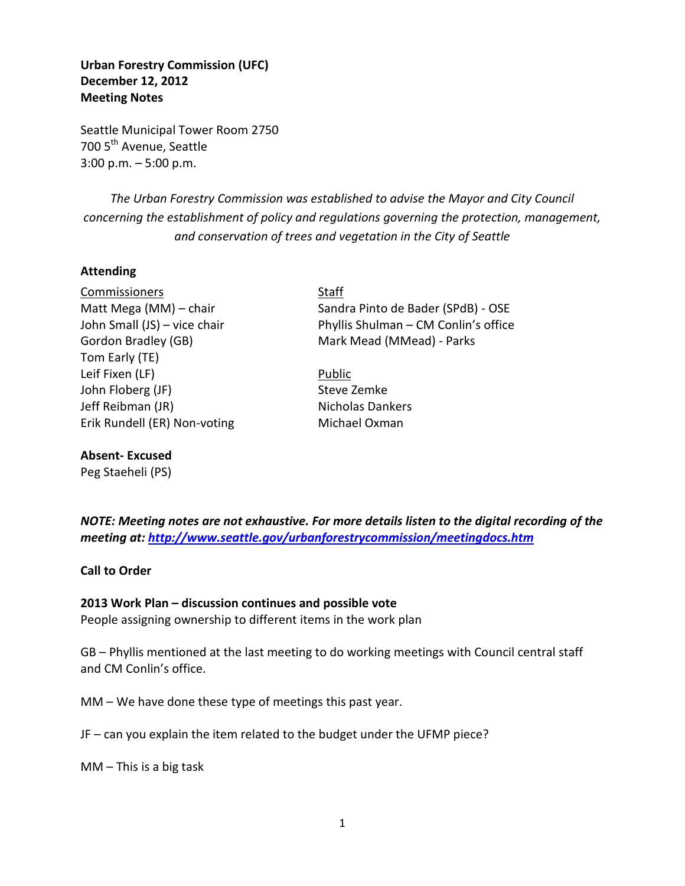**Urban Forestry Commission (UFC)**
**December 12, 2012**
**Meeting Notes**

Seattle Municipal Tower Room 2750
700 5th Avenue, Seattle
3:00 p.m. – 5:00 p.m.

*The Urban Forestry Commission was established to advise the Mayor and City Council concerning the establishment of policy and regulations governing the protection, management, and conservation of trees and vegetation in the City of Seattle*

**Attending**

Commissioners
Matt Mega (MM) – chair
John Small (JS) – vice chair
Gordon Bradley (GB)
Tom Early (TE)
Leif Fixen (LF)
John Floberg (JF)
Jeff Reibman (JR)
Erik Rundell (ER) Non-voting

Staff
Sandra Pinto de Bader (SPdB) - OSE
Phyllis Shulman – CM Conlin's office
Mark Mead (MMead) - Parks

Public
Steve Zemke
Nicholas Dankers
Michael Oxman

**Absent- Excused**
Peg Staeheli (PS)

***NOTE: Meeting notes are not exhaustive. For more details listen to the digital recording of the meeting at: http://www.seattle.gov/urbanforestrycommission/meetingdocs.htm***

**Call to Order**

**2013 Work Plan – discussion continues and possible vote**
People assigning ownership to different items in the work plan

GB – Phyllis mentioned at the last meeting to do working meetings with Council central staff and CM Conlin's office.

MM – We have done these type of meetings this past year.

JF – can you explain the item related to the budget under the UFMP piece?

MM – This is a big task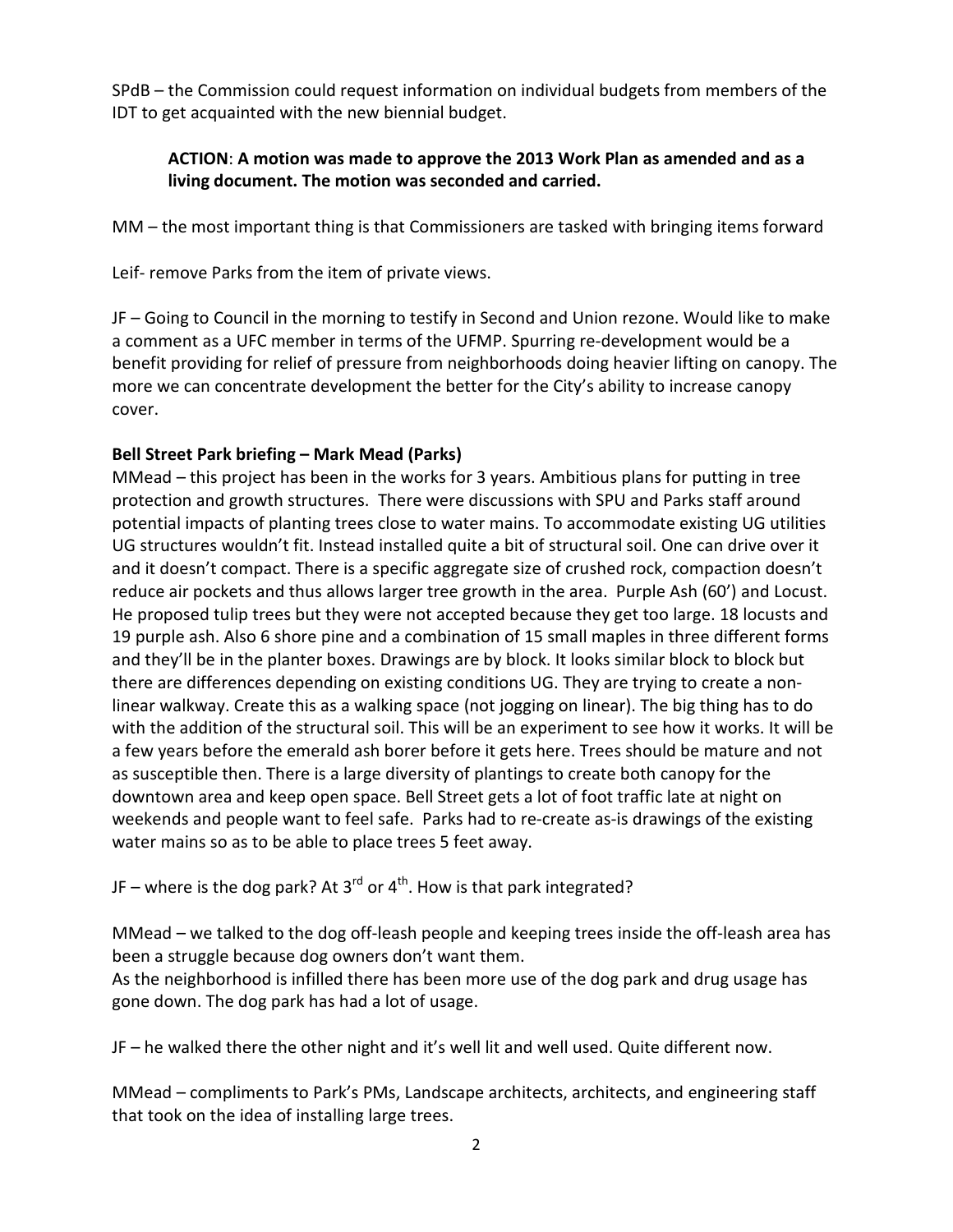SPdB – the Commission could request information on individual budgets from members of the IDT to get acquainted with the new biennial budget.

> **ACTION**: **A motion was made to approve the 2013 Work Plan as amended and as a living document. The motion was seconded and carried.**

MM – the most important thing is that Commissioners are tasked with bringing items forward

Leif- remove Parks from the item of private views.

JF – Going to Council in the morning to testify in Second and Union rezone. Would like to make a comment as a UFC member in terms of the UFMP. Spurring re-development would be a benefit providing for relief of pressure from neighborhoods doing heavier lifting on canopy. The more we can concentrate development the better for the City's ability to increase canopy cover.

**Bell Street Park briefing – Mark Mead (Parks)**

MMead – this project has been in the works for 3 years. Ambitious plans for putting in tree protection and growth structures. There were discussions with SPU and Parks staff around potential impacts of planting trees close to water mains. To accommodate existing UG utilities UG structures wouldn't fit. Instead installed quite a bit of structural soil. One can drive over it and it doesn't compact. There is a specific aggregate size of crushed rock, compaction doesn't reduce air pockets and thus allows larger tree growth in the area. Purple Ash (60') and Locust. He proposed tulip trees but they were not accepted because they get too large. 18 locusts and 19 purple ash. Also 6 shore pine and a combination of 15 small maples in three different forms and they'll be in the planter boxes. Drawings are by block. It looks similar block to block but there are differences depending on existing conditions UG. They are trying to create a non-linear walkway. Create this as a walking space (not jogging on linear). The big thing has to do with the addition of the structural soil. This will be an experiment to see how it works. It will be a few years before the emerald ash borer before it gets here. Trees should be mature and not as susceptible then. There is a large diversity of plantings to create both canopy for the downtown area and keep open space. Bell Street gets a lot of foot traffic late at night on weekends and people want to feel safe. Parks had to re-create as-is drawings of the existing water mains so as to be able to place trees 5 feet away.

JF – where is the dog park? At 3rd or 4th. How is that park integrated?

MMead – we talked to the dog off-leash people and keeping trees inside the off-leash area has been a struggle because dog owners don't want them.
As the neighborhood is infilled there has been more use of the dog park and drug usage has gone down. The dog park has had a lot of usage.

JF – he walked there the other night and it's well lit and well used. Quite different now.

MMead – compliments to Park's PMs, Landscape architects, architects, and engineering staff that took on the idea of installing large trees.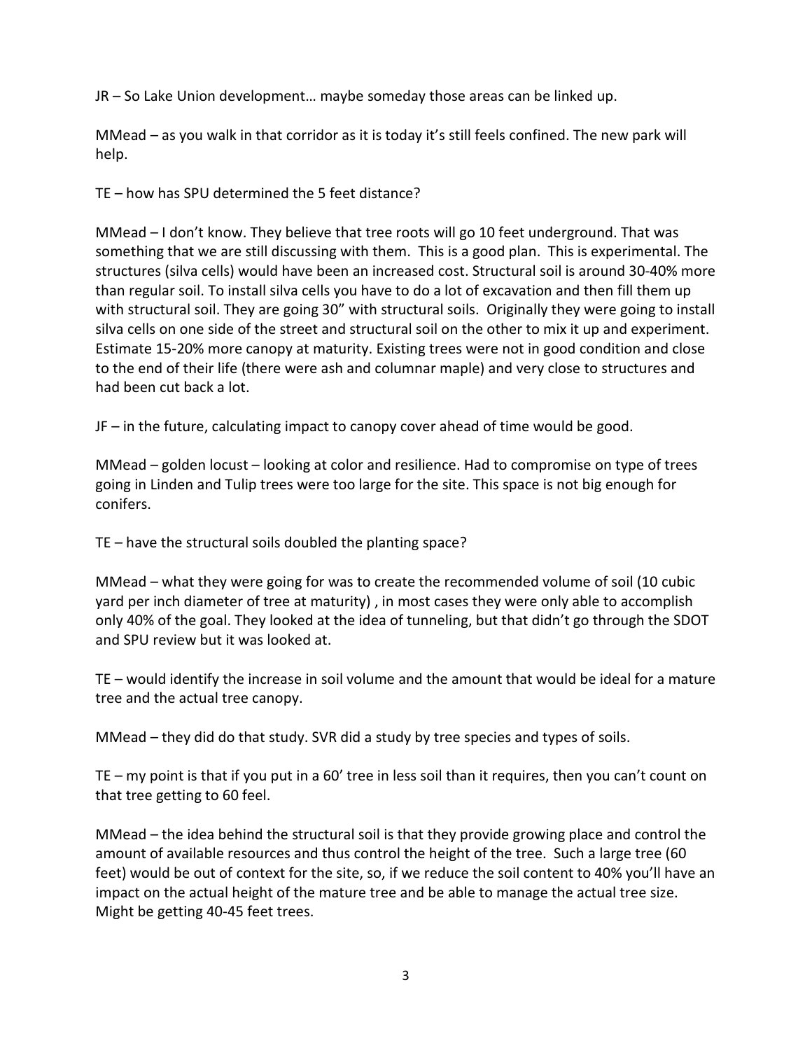JR – So Lake Union development… maybe someday those areas can be linked up.

MMead – as you walk in that corridor as it is today it's still feels confined. The new park will help.

TE – how has SPU determined the 5 feet distance?

MMead – I don't know. They believe that tree roots will go 10 feet underground. That was something that we are still discussing with them. This is a good plan. This is experimental. The structures (silva cells) would have been an increased cost. Structural soil is around 30-40% more than regular soil. To install silva cells you have to do a lot of excavation and then fill them up with structural soil. They are going 30" with structural soils. Originally they were going to install silva cells on one side of the street and structural soil on the other to mix it up and experiment. Estimate 15-20% more canopy at maturity. Existing trees were not in good condition and close to the end of their life (there were ash and columnar maple) and very close to structures and had been cut back a lot.

JF – in the future, calculating impact to canopy cover ahead of time would be good.

MMead – golden locust – looking at color and resilience. Had to compromise on type of trees going in Linden and Tulip trees were too large for the site. This space is not big enough for conifers.

TE – have the structural soils doubled the planting space?

MMead – what they were going for was to create the recommended volume of soil (10 cubic yard per inch diameter of tree at maturity) , in most cases they were only able to accomplish only 40% of the goal. They looked at the idea of tunneling, but that didn't go through the SDOT and SPU review but it was looked at.

TE – would identify the increase in soil volume and the amount that would be ideal for a mature tree and the actual tree canopy.

MMead – they did do that study. SVR did a study by tree species and types of soils.

TE – my point is that if you put in a 60' tree in less soil than it requires, then you can't count on that tree getting to 60 feel.

MMead – the idea behind the structural soil is that they provide growing place and control the amount of available resources and thus control the height of the tree. Such a large tree (60 feet) would be out of context for the site, so, if we reduce the soil content to 40% you'll have an impact on the actual height of the mature tree and be able to manage the actual tree size. Might be getting 40-45 feet trees.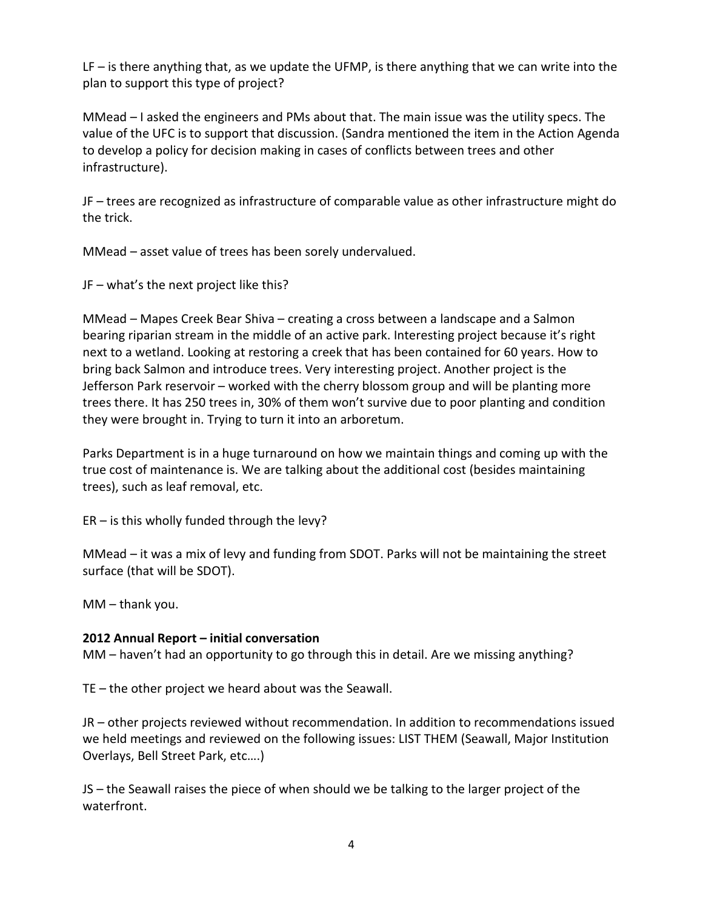LF – is there anything that, as we update the UFMP, is there anything that we can write into the plan to support this type of project?

MMead – I asked the engineers and PMs about that. The main issue was the utility specs. The value of the UFC is to support that discussion. (Sandra mentioned the item in the Action Agenda to develop a policy for decision making in cases of conflicts between trees and other infrastructure).

JF – trees are recognized as infrastructure of comparable value as other infrastructure might do the trick.

MMead – asset value of trees has been sorely undervalued.

JF – what's the next project like this?

MMead – Mapes Creek Bear Shiva – creating a cross between a landscape and a Salmon bearing riparian stream in the middle of an active park. Interesting project because it's right next to a wetland. Looking at restoring a creek that has been contained for 60 years. How to bring back Salmon and introduce trees. Very interesting project. Another project is the Jefferson Park reservoir – worked with the cherry blossom group and will be planting more trees there. It has 250 trees in, 30% of them won't survive due to poor planting and condition they were brought in. Trying to turn it into an arboretum.

Parks Department is in a huge turnaround on how we maintain things and coming up with the true cost of maintenance is. We are talking about the additional cost (besides maintaining trees), such as leaf removal, etc.

ER – is this wholly funded through the levy?

MMead – it was a mix of levy and funding from SDOT. Parks will not be maintaining the street surface (that will be SDOT).

MM – thank you.

**2012 Annual Report – initial conversation**

MM – haven't had an opportunity to go through this in detail. Are we missing anything?

TE – the other project we heard about was the Seawall.

JR – other projects reviewed without recommendation. In addition to recommendations issued we held meetings and reviewed on the following issues: LIST THEM (Seawall, Major Institution Overlays, Bell Street Park, etc….)

JS – the Seawall raises the piece of when should we be talking to the larger project of the waterfront.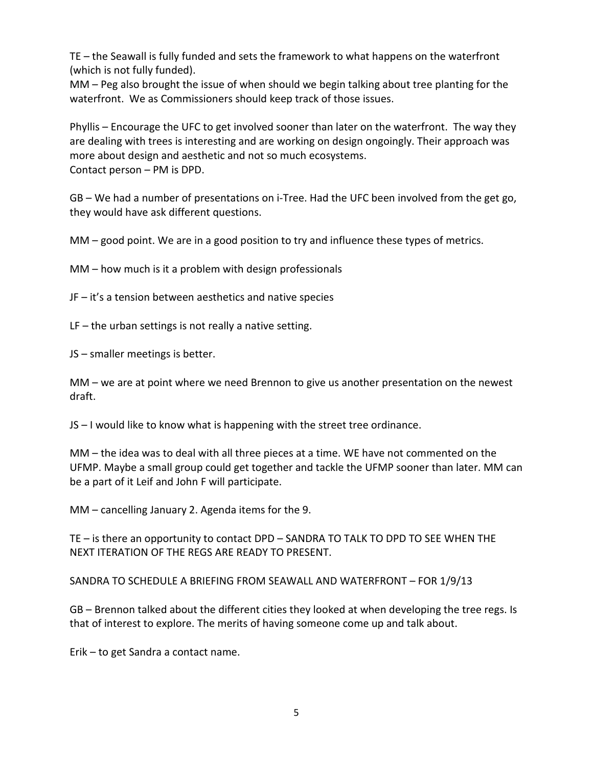TE – the Seawall is fully funded and sets the framework to what happens on the waterfront (which is not fully funded).
MM – Peg also brought the issue of when should we begin talking about tree planting for the waterfront. We as Commissioners should keep track of those issues.

Phyllis – Encourage the UFC to get involved sooner than later on the waterfront. The way they are dealing with trees is interesting and are working on design ongoingly. Their approach was more about design and aesthetic and not so much ecosystems.
Contact person – PM is DPD.

GB – We had a number of presentations on i-Tree. Had the UFC been involved from the get go, they would have ask different questions.

MM – good point. We are in a good position to try and influence these types of metrics.

MM – how much is it a problem with design professionals

JF – it's a tension between aesthetics and native species

LF – the urban settings is not really a native setting.

JS – smaller meetings is better.

MM – we are at point where we need Brennon to give us another presentation on the newest draft.

JS – I would like to know what is happening with the street tree ordinance.

MM – the idea was to deal with all three pieces at a time. WE have not commented on the UFMP. Maybe a small group could get together and tackle the UFMP sooner than later. MM can be a part of it Leif and John F will participate.

MM – cancelling January 2. Agenda items for the 9.

TE – is there an opportunity to contact DPD – SANDRA TO TALK TO DPD TO SEE WHEN THE NEXT ITERATION OF THE REGS ARE READY TO PRESENT.

SANDRA TO SCHEDULE A BRIEFING FROM SEAWALL AND WATERFRONT – FOR 1/9/13

GB – Brennon talked about the different cities they looked at when developing the tree regs. Is that of interest to explore. The merits of having someone come up and talk about.

Erik – to get Sandra a contact name.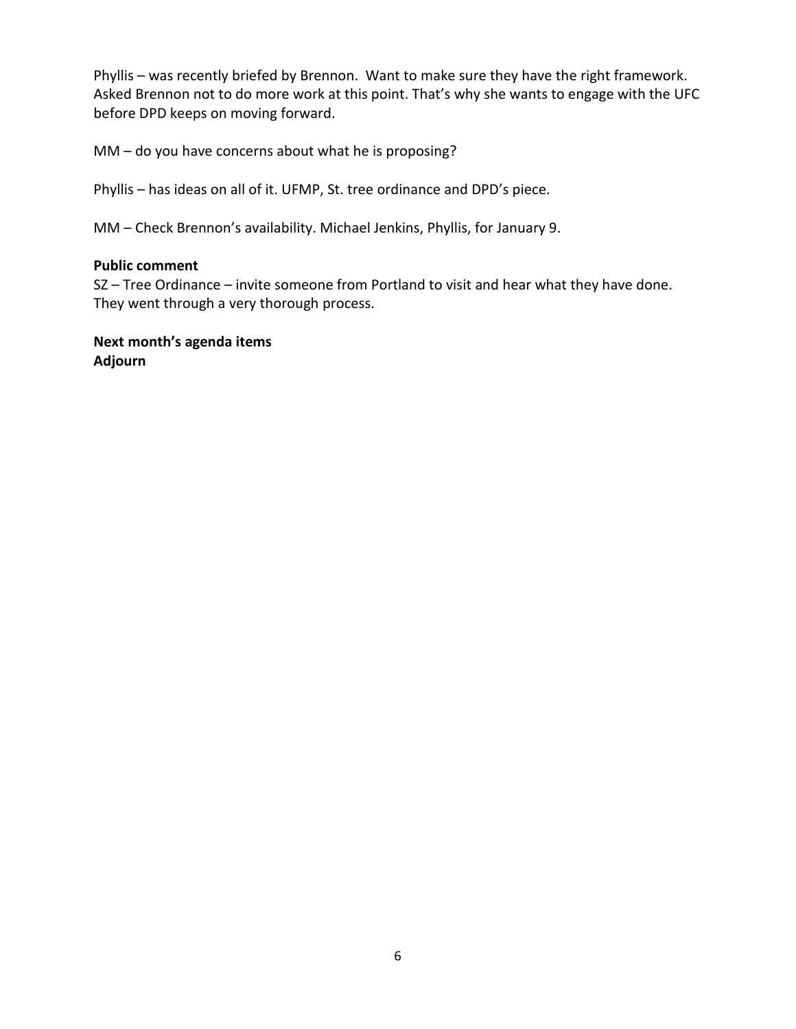Phyllis – was recently briefed by Brennon. Want to make sure they have the right framework. Asked Brennon not to do more work at this point. That's why she wants to engage with the UFC before DPD keeps on moving forward.

MM – do you have concerns about what he is proposing?

Phyllis – has ideas on all of it. UFMP, St. tree ordinance and DPD's piece.

MM – Check Brennon's availability. Michael Jenkins, Phyllis, for January 9.

**Public comment**

SZ – Tree Ordinance – invite someone from Portland to visit and hear what they have done. They went through a very thorough process.

**Next month's agenda items**

**Adjourn**